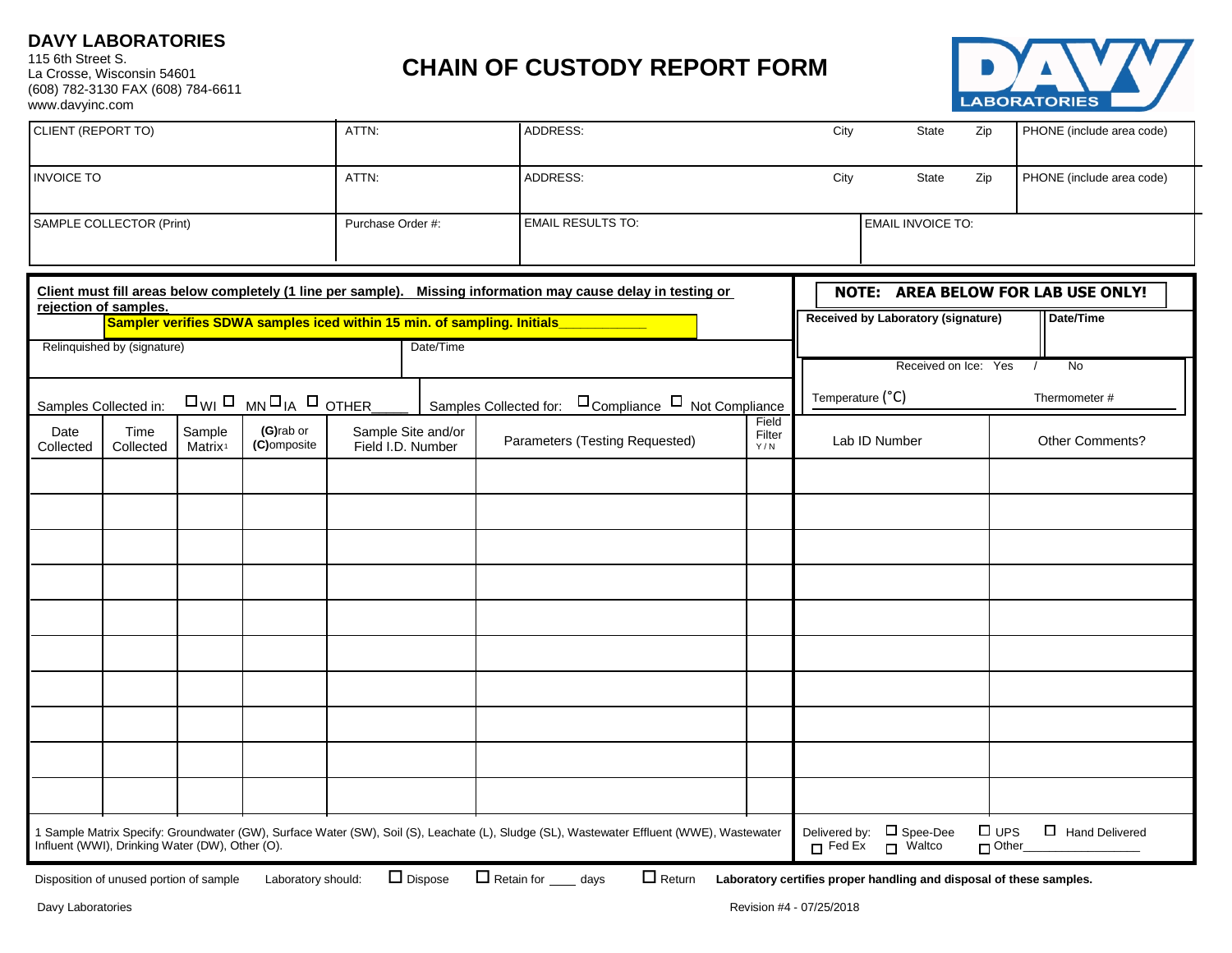# DAVY LABORATORIES

115 6th Street S.
La Crosse, Wisconsin 54601
(608) 782-3130 FAX (608) 784-6611
www.davyinc.com

# CHAIN OF CUSTODY REPORT FORM

| CLIENT (REPORT TO) | ATTN: | ADDRESS: City State Zip | PHONE (include area code) |
|---|---|---|---|
| INVOICE TO | ATTN: | ADDRESS: City State Zip | PHONE (include area code) |
| SAMPLE COLLECTOR (Print) | Purchase Order #: | EMAIL RESULTS TO: | EMAIL INVOICE TO: |

**Client must fill areas below completely (1 line per sample). Missing information may cause delay in testing or rejection of samples.**

**Sampler verifies SDWA samples iced within 15 min. of sampling. Initials___________**

Relinquished by (signature) Date/Time

Samples Collected in: ☐ WI ☐ MN ☐ IA ☐ OTHER_____ Samples Collected for: ☐ Compliance ☐ Not Compliance

**NOTE: AREA BELOW FOR LAB USE ONLY!**

**Received by Laboratory (signature)** **Date/Time**

Received on Ice: Yes / No

Temperature (°C) Thermometer #

| Date Collected | Time Collected | Sample Matrix[1] | **(G)**rab or **(C)**omposite | Sample Site and/or Field I.D. Number | Parameters (Testing Requested) | Field Filter Y / N | Lab ID Number | Other Comments? |
|---|---|---|---|---|---|---|---|---|
| | | | | | | | | |
| | | | | | | | | |
| | | | | | | | | |
| | | | | | | | | |
| | | | | | | | | |
| | | | | | | | | |
| | | | | | | | | |
| | | | | | | | | |
| | | | | | | | | |
| | | | | | | | | |

1 Sample Matrix Specify: Groundwater (GW), Surface Water (SW), Soil (S), Leachate (L), Sludge (SL), Wastewater Effluent (WWE), Wastewater Influent (WWI), Drinking Water (DW), Other (O).

Delivered by: ☐ Spee-Dee ☐ UPS ☐ Hand Delivered ☐ Fed Ex ☐ Waltco ☐ Other_______________

Disposition of unused portion of sample Laboratory should: ☐ Dispose ☐ Retain for ____ days ☐ Return **Laboratory certifies proper handling and disposal of these samples.**

Davy Laboratories Revision #4 - 07/25/2018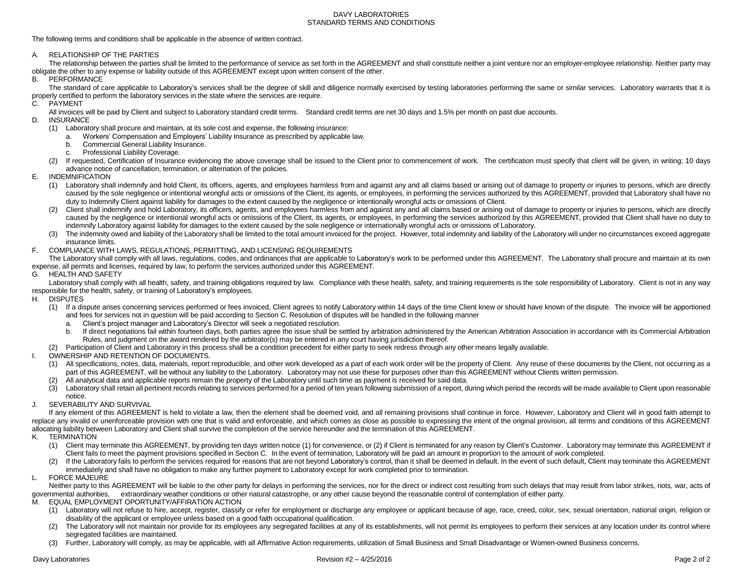# DAVY LABORATORIES
## STANDARD TERMS AND CONDITIONS

The following terms and conditions shall be applicable in the absence of written contract.

A. RELATIONSHIP OF THE PARTIES

The relationship between the parties shall be limited to the performance of service as set forth in the AGREEMENT and shall constitute neither a joint venture nor an employer-employee relationship. Neither party may obligate the other to any expense or liability outside of this AGREEMENT except upon written consent of the other.

B. PERFORMANCE

The standard of care applicable to Laboratory's services shall be the degree of skill and diligence normally exercised by testing laboratories performing the same or similar services. Laboratory warrants that it is properly certified to perform the laboratory services in the state where the services are require.

C. PAYMENT

All invoices will be paid by Client and subject to Laboratory standard credit terms. Standard credit terms are net 30 days and 1.5% per month on past due accounts.

D. INSURANCE

(1) Laboratory shall procure and maintain, at its sole cost and expense, the following insurance:
   a. Workers' Compensation and Employers' Liability Insurance as prescribed by applicable law.
   b. Commercial General Liability Insurance.
   c. Professional Liability Coverage.

(2) If requested, Certification of Insurance evidencing the above coverage shall be issued to the Client prior to commencement of work. The certification must specify that client will be given, in writing; 10 days advance notice of cancellation, termination, or alternation of the policies.

E. INDEMNIFICATION

(1) Laboratory shall indemnify and hold Client, its officers, agents, and employees harmless from and against any and all claims based or arising out of damage to property or injuries to persons, which are directly caused by the sole negligence or intentional wrongful acts or omissions of the Client, its agents, or employees, in performing the services authorized by this AGREEMENT, provided that Laboratory shall have no duty to Indemnify Client against liability for damages to the extent caused by the negligence or intentionally wrongful acts or omissions of Client.

(2) Client shall indemnify and hold Laboratory, its officers, agents, and employees harmless from and against any and all claims based or arising out of damage to property or injuries to persons, which are directly caused by the negligence or intentional wrongful acts or omissions of the Client, its agents, or employees, in performing the services authorized by this AGREEMENT, provided that Client shall have no duty to indemnify Laboratory against liability for damages to the extent caused by the sole negligence or internationally wrongful acts or omissions of Laboratory.

(3) The indemnity owed and liability of the Laboratory shall be limited to the total amount invoiced for the project. However, total indemnity and liability of the Laboratory will under no circumstances exceed aggregate insurance limits.

F. COMPLIANCE WITH LAWS, REGULATIONS, PERMITTING, AND LICENSING REQUIREMENTS

The Laboratory shall comply with all laws, regulations, codes, and ordinances that are applicable to Laboratory's work to be performed under this AGREEMENT. The Laboratory shall procure and maintain at its own expense, all permits and licenses, required by law, to perform the services authorized under this AGREEMENT.

G. HEALTH AND SAFETY

Laboratory shall comply with all health, safety, and training obligations required by law. Compliance with these health, safety, and training requirements is the sole responsibility of Laboratory. Client is not in any way responsible for the health, safety, or training of Laboratory's employees.

H. DISPUTES

(1) If a dispute arises concerning services performed or fees invoiced, Client agrees to notify Laboratory within 14 days of the time Client knew or should have known of the dispute. The invoice will be apportioned and fees for services not in question will be paid according to Section C. Resolution of disputes will be handled in the following manner
   a. Client's project manager and Laboratory's Director will seek a negotiated resolution.
   b. If direct negotiations fail within fourteen days, both parties agree the issue shall be settled by arbitration administered by the American Arbitration Association in accordance with its Commercial Arbitration Rules, and judgment on the award rendered by the arbitrator(s) may be entered in any court having jurisdiction thereof.

(2) Participation of Client and Laboratory in this process shall be a condition precedent for either party to seek redress through any other means legally available.

I. OWNERSHIP AND RETENTION OF DOCUMENTS.

(1) All specifications, notes, data, materials, report reproducible, and other work developed as a part of each work order will be the property of Client. Any reuse of these documents by the Client, not occurring as a part of this AGREEMENT, will be without any liability to the Laboratory. Laboratory may not use these for purposes other than this AGREEMENT without Clients written permission.

(2) All analytical data and applicable reports remain the property of the Laboratory until such time as payment is received for said data.

(3) Laboratory shall retain all pertinent records relating to services performed for a period of ten years following submission of a report, during which period the records will be made available to Client upon reasonable notice.

J. SEVERABILITY AND SURVIVAL

If any element of this AGREEMENT is held to violate a law, then the element shall be deemed void, and all remaining provisions shall continue in force. However, Laboratory and Client will in good faith attempt to replace any invalid or unenforceable provision with one that is valid and enforceable, and which comes as close as possible to expressing the intent of the original provision, all terms and conditions of this AGREEMENT allocating liability between Laboratory and Client shall survive the completion of the service hereunder and the termination of this AGREEMENT.

K. TERMINATION

(1) Client may terminate this AGREEMENT, by providing ten days written notice (1) for convenience, or (2) if Client is terminated for any reason by Client's Customer. Laboratory may terminate this AGREEMENT if Client fails to meet the payment provisions specified in Section C. In the event of termination, Laboratory will be paid an amount in proportion to the amount of work completed.

(2) If the Laboratory fails to perform the services required for reasons that are not beyond Laboratory's control, than it shall be deemed in default. In the event of such default, Client may terminate this AGREEMENT immediately and shall have no obligation to make any further payment to Laboratory except for work completed prior to termination.

L. FORCE MAJEURE

Neither party to this AGREEMENT will be liable to the other party for delays in performing the services, nor for the direct or indirect cost resulting from such delays that may result from labor strikes, riots, war, acts of governmental authorities, extraordinary weather conditions or other natural catastrophe, or any other cause beyond the reasonable control of contemplation of either party.

M. EQUAL EMPLOYMENT OPORTUNITY/AFFIRATION ACTION

(1) Laboratory will not refuse to hire, accept, register, classify or refer for employment or discharge any employee or applicant because of age, race, creed, color, sex, sexual orientation, national origin, religion or disability of the applicant or employee unless based on a good faith occupational qualification.

(2) The Laboratory will not maintain nor provide for its employees any segregated facilities at any of its establishments, will not permit its employees to perform their services at any location under its control where segregated facilities are maintained.

(3) Further, Laboratory will comply, as may be applicable, with all Affirmative Action requirements, utilization of Small Business and Small Disadvantage or Women-owned Business concerns.

Davy Laboratories Revision #2 – 4/25/2016